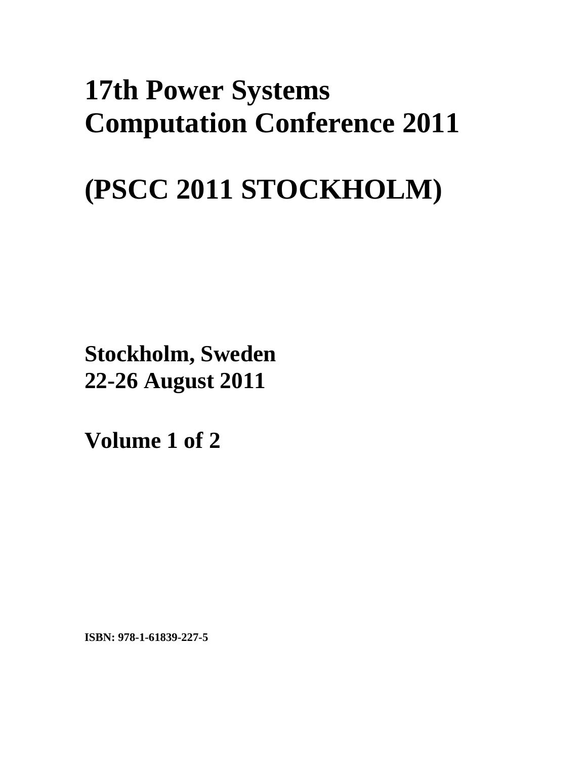# 17th Power Systems Computation Conference 2011

# (PSCC 2011 STOCKHOLM)

**Stockholm, Sweden**
**22-26 August 2011**

**Volume 1 of 2**

**ISBN: 978-1-61839-227-5**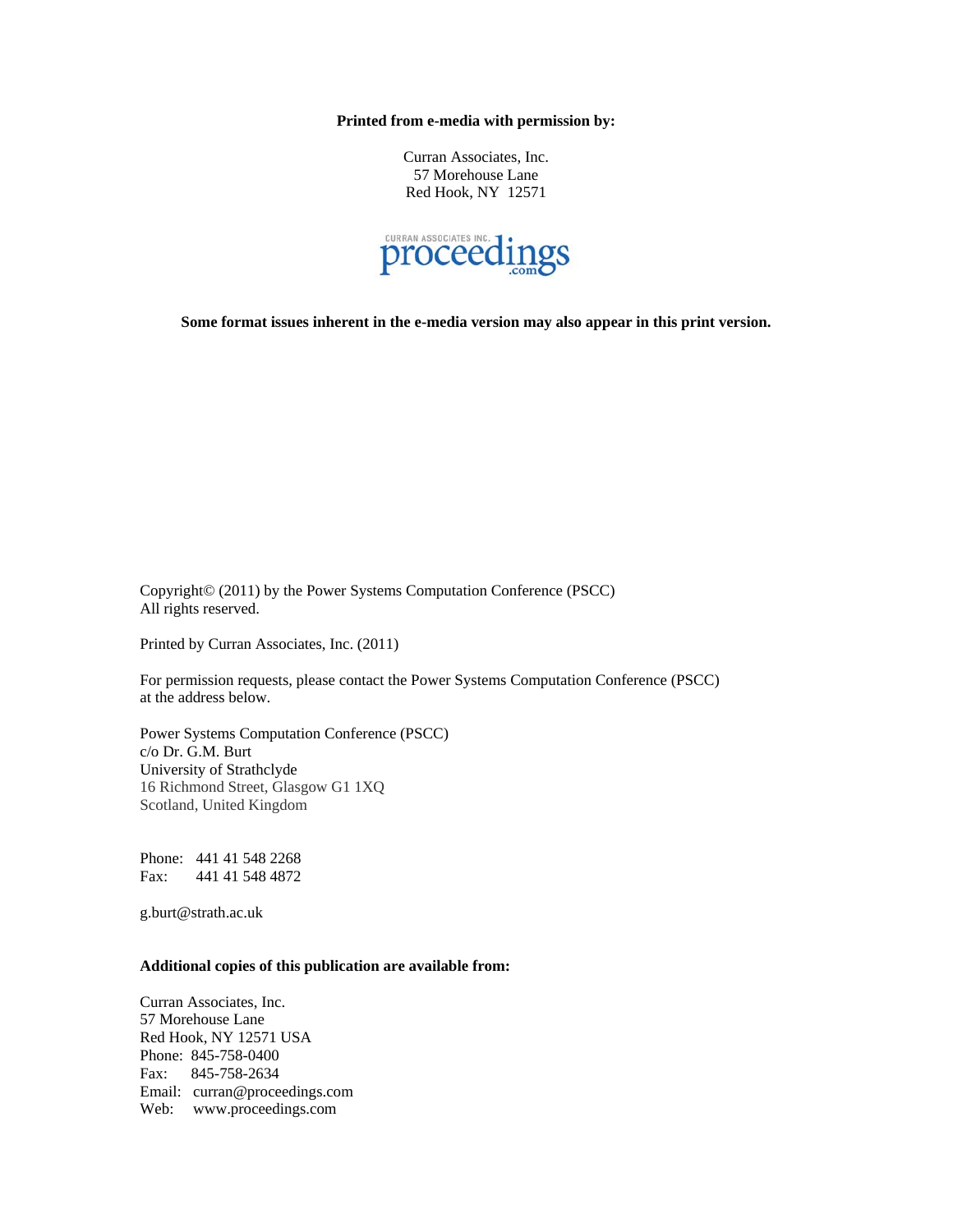**Printed from e-media with permission by:**

Curran Associates, Inc.
57 Morehouse Lane
Red Hook, NY 12571

CURRAN ASSOCIATES INC. proceedings.com

**Some format issues inherent in the e-media version may also appear in this print version.**

Copyright© (2011) by the Power Systems Computation Conference (PSCC)
All rights reserved.

Printed by Curran Associates, Inc. (2011)

For permission requests, please contact the Power Systems Computation Conference (PSCC)
at the address below.

Power Systems Computation Conference (PSCC)
c/o Dr. G.M. Burt
University of Strathclyde
16 Richmond Street, Glasgow G1 1XQ
Scotland, United Kingdom

Phone: 441 41 548 2268
Fax: 441 41 548 4872

g.burt@strath.ac.uk

**Additional copies of this publication are available from:**

Curran Associates, Inc.
57 Morehouse Lane
Red Hook, NY 12571 USA
Phone: 845-758-0400
Fax: 845-758-2634
Email: curran@proceedings.com
Web: www.proceedings.com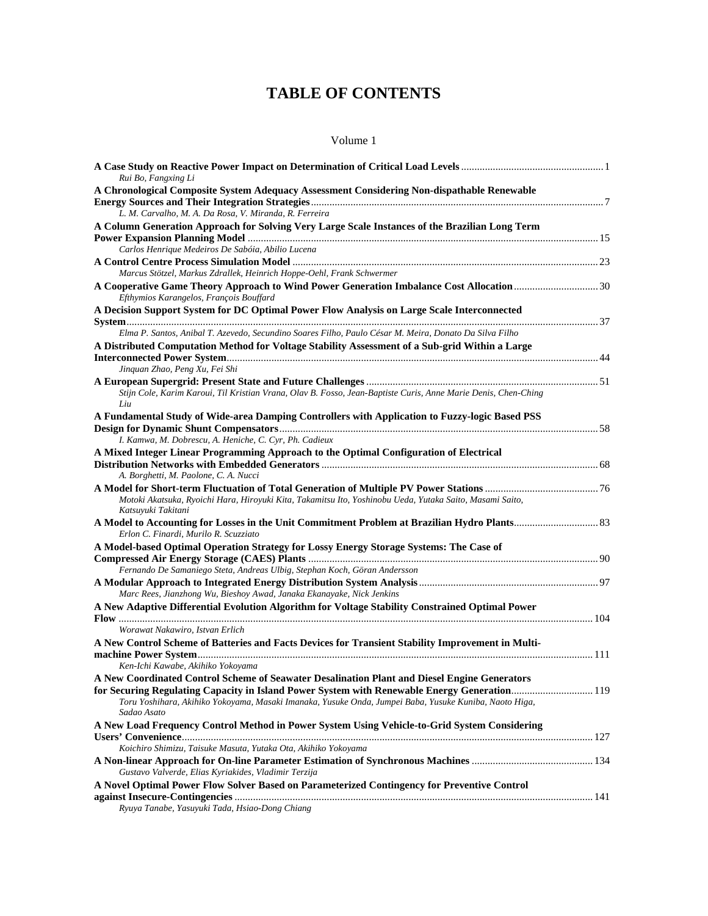# TABLE OF CONTENTS

## Volume 1

**A Case Study on Reactive Power Impact on Determination of Critical Load Levels** ..... 1
*Rui Bo, Fangxing Li*

**A Chronological Composite System Adequacy Assessment Considering Non-dispathable Renewable Energy Sources and Their Integration Strategies** ..... 7
*L. M. Carvalho, M. A. Da Rosa, V. Miranda, R. Ferreira*

**A Column Generation Approach for Solving Very Large Scale Instances of the Brazilian Long Term Power Expansion Planning Model** ..... 15
*Carlos Henrique Medeiros De Sabóia, Abilio Lucena*

**A Control Centre Process Simulation Model** ..... 23
*Marcus Stötzel, Markus Zdrallek, Heinrich Hoppe-Oehl, Frank Schwermer*

**A Cooperative Game Theory Approach to Wind Power Generation Imbalance Cost Allocation** ..... 30
*Efthymios Karangelos, François Bouffard*

**A Decision Support System for DC Optimal Power Flow Analysis on Large Scale Interconnected System** ..... 37
*Elma P. Santos, Anibal T. Azevedo, Secundino Soares Filho, Paulo César M. Meira, Donato Da Silva Filho*

**A Distributed Computation Method for Voltage Stability Assessment of a Sub-grid Within a Large Interconnected Power System** ..... 44
*Jinquan Zhao, Peng Xu, Fei Shi*

**A European Supergrid: Present State and Future Challenges** ..... 51
*Stijn Cole, Karim Karoui, Til Kristian Vrana, Olav B. Fosso, Jean-Baptiste Curis, Anne Marie Denis, Chen-Ching Liu*

**A Fundamental Study of Wide-area Damping Controllers with Application to Fuzzy-logic Based PSS Design for Dynamic Shunt Compensators** ..... 58
*I. Kamwa, M. Dobrescu, A. Heniche, C. Cyr, Ph. Cadieux*

**A Mixed Integer Linear Programming Approach to the Optimal Configuration of Electrical Distribution Networks with Embedded Generators** ..... 68
*A. Borghetti, M. Paolone, C. A. Nucci*

**A Model for Short-term Fluctuation of Total Generation of Multiple PV Power Stations** ..... 76
*Motoki Akatsuka, Ryoichi Hara, Hiroyuki Kita, Takamitsu Ito, Yoshinobu Ueda, Yutaka Saito, Masami Saito, Katsuyuki Takitani*

**A Model to Accounting for Losses in the Unit Commitment Problem at Brazilian Hydro Plants** ..... 83
*Erlon C. Finardi, Murilo R. Scuzziato*

**A Model-based Optimal Operation Strategy for Lossy Energy Storage Systems: The Case of Compressed Air Energy Storage (CAES) Plants** ..... 90
*Fernando De Samaniego Steta, Andreas Ulbig, Stephan Koch, Göran Andersson*

**A Modular Approach to Integrated Energy Distribution System Analysis** ..... 97
*Marc Rees, Jianzhong Wu, Bieshoy Awad, Janaka Ekanayake, Nick Jenkins*

**A New Adaptive Differential Evolution Algorithm for Voltage Stability Constrained Optimal Power Flow** ..... 104
*Worawat Nakawiro, Istvan Erlich*

**A New Control Scheme of Batteries and Facts Devices for Transient Stability Improvement in Multi-machine Power System** ..... 111
*Ken-Ichi Kawabe, Akihiko Yokoyama*

**A New Coordinated Control Scheme of Seawater Desalination Plant and Diesel Engine Generators for Securing Regulating Capacity in Island Power System with Renewable Energy Generation** ..... 119
*Toru Yoshihara, Akihiko Yokoyama, Masaki Imanaka, Yusuke Onda, Jumpei Baba, Yusuke Kuniba, Naoto Higa, Sadao Asato*

**A New Load Frequency Control Method in Power System Using Vehicle-to-Grid System Considering Users' Convenience** ..... 127
*Koichiro Shimizu, Taisuke Masuta, Yutaka Ota, Akihiko Yokoyama*

**A Non-linear Approach for On-line Parameter Estimation of Synchronous Machines** ..... 134
*Gustavo Valverde, Elias Kyriakides, Vladimir Terzija*

**A Novel Optimal Power Flow Solver Based on Parameterized Contingency for Preventive Control against Insecure-Contingencies** ..... 141
*Ryuya Tanabe, Yasuyuki Tada, Hsiao-Dong Chiang*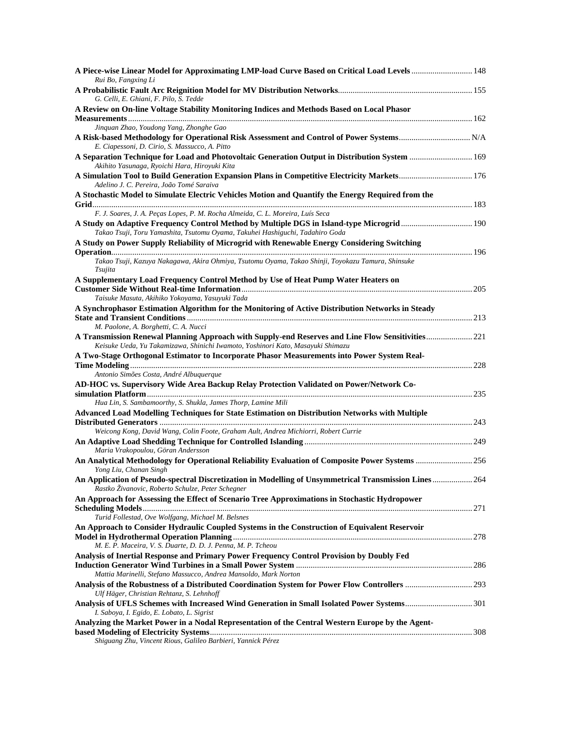**A Piece-wise Linear Model for Approximating LMP-load Curve Based on Critical Load Levels** ............................ 148
*Rui Bo, Fangxing Li*

**A Probabilistic Fault Arc Reignition Model for MV Distribution Networks**............................................................... 155
*G. Celli, E. Ghiani, F. Pilo, S. Tedde*

**A Review on On-line Voltage Stability Monitoring Indices and Methods Based on Local Phasor Measurements**.................................................................................................................................................. 162
*Jinquan Zhao, Youdong Yang, Zhonghe Gao*

**A Risk-based Methodology for Operational Risk Assessment and Control of Power Systems**................................. N/A
*E. Ciapessoni, D. Cirio, S. Massucco, A. Pitto*

**A Separation Technique for Load and Photovoltaic Generation Output in Distribution System** ............................. 169
*Akihito Yasunaga, Ryoichi Hara, Hiroyuki Kita*

**A Simulation Tool to Build Generation Expansion Plans in Competitive Electricity Markets**.................................. 176
*Adelino J. C. Pereira, João Tomé Saraiva*

**A Stochastic Model to Simulate Electric Vehicles Motion and Quantify the Energy Required from the Grid**.................................................................................................................................................................. 183
*F. J. Soares, J. A. Peças Lopes, P. M. Rocha Almeida, C. L. Moreira, Luís Seca*

**A Study on Adaptive Frequency Control Method by Multiple DGS in Island-type Microgrid** ................................. 190
*Takao Tsuji, Toru Yamashita, Tsutomu Oyama, Takuhei Hashiguchi, Tadahiro Goda*

**A Study on Power Supply Reliability of Microgrid with Renewable Energy Considering Switching Operation**......................................................................................................................................................... 196
*Takao Tsuji, Kazuya Nakagawa, Akira Ohmiya, Tsutomu Oyama, Takao Shinji, Toyokazu Tamura, Shinsuke Tsujita*

**A Supplementary Load Frequency Control Method by Use of Heat Pump Water Heaters on Customer Side Without Real-time Information**............................................................................................................. 205
*Taisuke Masuta, Akihiko Yokoyama, Yasuyuki Tada*

**A Synchrophasor Estimation Algorithm for the Monitoring of Active Distribution Networks in Steady State and Transient Conditions**....................................................................................................................... 213
*M. Paolone, A. Borghetti, C. A. Nucci*

**A Transmission Renewal Planning Approach with Supply-end Reserves and Line Flow Sensitivities**..................... 221
*Keisuke Ueda, Yu Takamizawa, Shinichi Iwamoto, Yoshinori Kato, Masayuki Shimazu*

**A Two-Stage Orthogonal Estimator to Incorporate Phasor Measurements into Power System Real-Time Modeling**................................................................................................................................................ 228
*Antonio Simões Costa, André Albuquerque*

**AD-HOC vs. Supervisory Wide Area Backup Relay Protection Validated on Power/Network Co-simulation Platform**......................................................................................................................................... 235
*Hua Lin, S. Sambamoorthy, S. Shukla, James Thorp, Lamine Mili*

**Advanced Load Modelling Techniques for State Estimation on Distribution Networks with Multiple Distributed Generators** ................................................................................................................................... 243
*Weicong Kong, David Wang, Colin Foote, Graham Ault, Andrea Michiorri, Robert Currie*

**An Adaptive Load Shedding Technique for Controlled Islanding** ............................................................................... 249
*Maria Vrakopoulou, Göran Andersson*

**An Analytical Methodology for Operational Reliability Evaluation of Composite Power Systems** .......................... 256
*Yong Liu, Chanan Singh*

**An Application of Pseudo-spectral Discretization in Modelling of Unsymmetrical Transmission Lines** .................. 264
*Rastko Živanovic, Roberto Schulze, Peter Schegner*

**An Approach for Assessing the Effect of Scenario Tree Approximations in Stochastic Hydropower Scheduling Models**........................................................................................................................................... 271
*Turid Follestad, Ove Wolfgang, Michael M. Belsnes*

**An Approach to Consider Hydraulic Coupled Systems in the Construction of Equivalent Reservoir Model in Hydrothermal Operation Planning**................................................................................................. 278
*M. E. P. Maceira, V. S. Duarte, D. D. J. Penna, M. P. Tcheou*

**Analysis of Inertial Response and Primary Power Frequency Control Provision by Doubly Fed Induction Generator Wind Turbines in a Small Power System** .................................................................................. 286
*Mattia Marinelli, Stefano Massucco, Andrea Mansoldo, Mark Norton*

**Analysis of the Robustness of a Distributed Coordination System for Power Flow Controllers** ............................... 293
*Ulf Häger, Christian Rehtanz, S. Lehnhoff*

**Analysis of UFLS Schemes with Increased Wind Generation in Small Isolated Power Systems**................................ 301
*I. Saboya, I. Egido, E. Lobato, L. Sigrist*

**Analyzing the Market Power in a Nodal Representation of the Central Western Europe by the Agent-based Modeling of Electricity Systems**........................................................................................................... 308
*Shiguang Zhu, Vincent Rious, Galileo Barbieri, Yannick Pérez*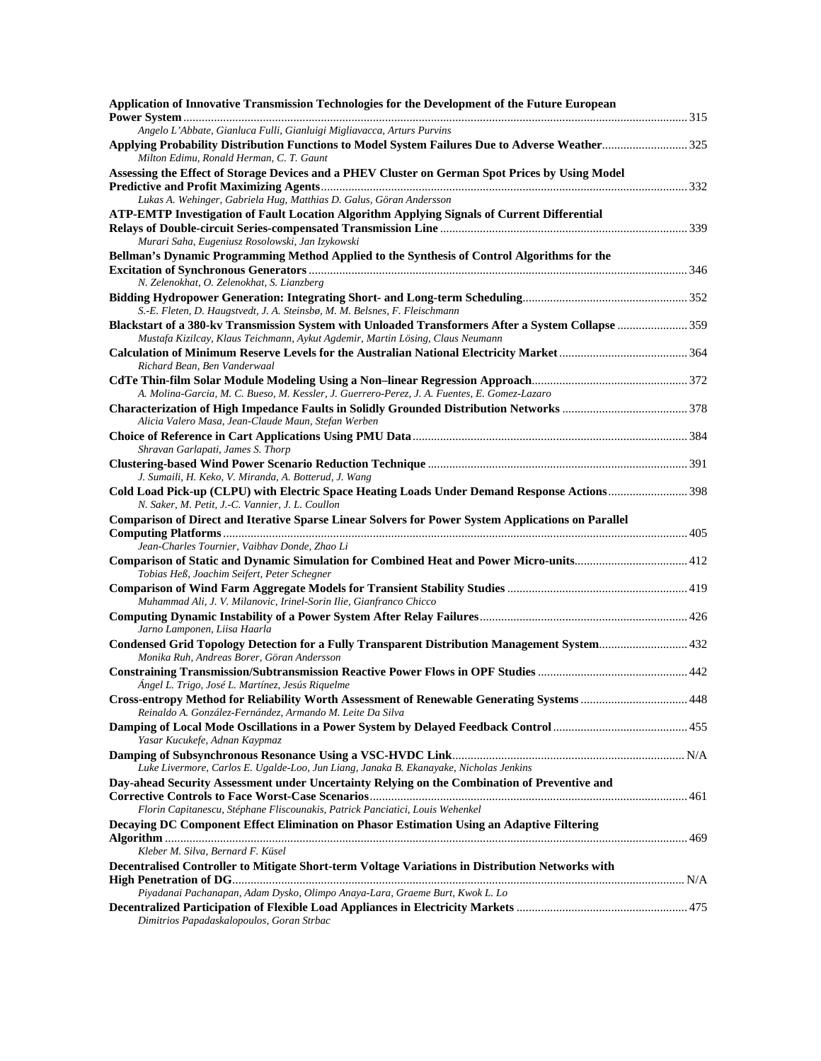**Application of Innovative Transmission Technologies for the Development of the Future European Power System** ..... 315
*Angelo L'Abbate, Gianluca Fulli, Gianluigi Migliavacca, Arturs Purvins*

**Applying Probability Distribution Functions to Model System Failures Due to Adverse Weather** ..... 325
*Milton Edimu, Ronald Herman, C. T. Gaunt*

**Assessing the Effect of Storage Devices and a PHEV Cluster on German Spot Prices by Using Model Predictive and Profit Maximizing Agents** ..... 332
*Lukas A. Wehinger, Gabriela Hug, Matthias D. Galus, Göran Andersson*

**ATP-EMTP Investigation of Fault Location Algorithm Applying Signals of Current Differential Relays of Double-circuit Series-compensated Transmission Line** ..... 339
*Murari Saha, Eugeniusz Rosolowski, Jan Izykowski*

**Bellman's Dynamic Programming Method Applied to the Synthesis of Control Algorithms for the Excitation of Synchronous Generators** ..... 346
*N. Zelenokhat, O. Zelenokhat, S. Lianzberg*

**Bidding Hydropower Generation: Integrating Short- and Long-term Scheduling** ..... 352
*S.-E. Fleten, D. Haugstvedt, J. A. Steinsbø, M. M. Belsnes, F. Fleischmann*

**Blackstart of a 380-kv Transmission System with Unloaded Transformers After a System Collapse** ..... 359
*Mustafa Kizilcay, Klaus Teichmann, Aykut Agdemir, Martin Lösing, Claus Neumann*

**Calculation of Minimum Reserve Levels for the Australian National Electricity Market** ..... 364
*Richard Bean, Ben Vanderwaal*

**CdTe Thin-film Solar Module Modeling Using a Non–linear Regression Approach** ..... 372
*A. Molina-Garcia, M. C. Bueso, M. Kessler, J. Guerrero-Perez, J. A. Fuentes, E. Gomez-Lazaro*

**Characterization of High Impedance Faults in Solidly Grounded Distribution Networks** ..... 378
*Alicia Valero Masa, Jean-Claude Maun, Stefan Werben*

**Choice of Reference in Cart Applications Using PMU Data** ..... 384
*Shravan Garlapati, James S. Thorp*

**Clustering-based Wind Power Scenario Reduction Technique** ..... 391
*J. Sumaili, H. Keko, V. Miranda, A. Botterud, J. Wang*

**Cold Load Pick-up (CLPU) with Electric Space Heating Loads Under Demand Response Actions** ..... 398
*N. Saker, M. Petit, J.-C. Vannier, J. L. Coullon*

**Comparison of Direct and Iterative Sparse Linear Solvers for Power System Applications on Parallel Computing Platforms** ..... 405
*Jean-Charles Tournier, Vaibhav Donde, Zhao Li*

**Comparison of Static and Dynamic Simulation for Combined Heat and Power Micro-units** ..... 412
*Tobias Heß, Joachim Seifert, Peter Schegner*

**Comparison of Wind Farm Aggregate Models for Transient Stability Studies** ..... 419
*Muhammad Ali, J. V. Milanovic, Irinel-Sorin Ilie, Gianfranco Chicco*

**Computing Dynamic Instability of a Power System After Relay Failures** ..... 426
*Jarno Lamponen, Liisa Haarla*

**Condensed Grid Topology Detection for a Fully Transparent Distribution Management System** ..... 432
*Monika Ruh, Andreas Borer, Göran Andersson*

**Constraining Transmission/Subtransmission Reactive Power Flows in OPF Studies** ..... 442
*Ángel L. Trigo, José L. Martínez, Jesús Riquelme*

**Cross-entropy Method for Reliability Worth Assessment of Renewable Generating Systems** ..... 448
*Reinaldo A. González-Fernández, Armando M. Leite Da Silva*

**Damping of Local Mode Oscillations in a Power System by Delayed Feedback Control** ..... 455
*Yasar Kucukefe, Adnan Kaypmaz*

**Damping of Subsynchronous Resonance Using a VSC-HVDC Link** ..... N/A
*Luke Livermore, Carlos E. Ugalde-Loo, Jun Liang, Janaka B. Ekanayake, Nicholas Jenkins*

**Day-ahead Security Assessment under Uncertainty Relying on the Combination of Preventive and Corrective Controls to Face Worst-Case Scenarios** ..... 461
*Florin Capitanescu, Stéphane Fliscounakis, Patrick Panciatici, Louis Wehenkel*

**Decaying DC Component Effect Elimination on Phasor Estimation Using an Adaptive Filtering Algorithm** ..... 469
*Kleber M. Silva, Bernard F. Küsel*

**Decentralised Controller to Mitigate Short-term Voltage Variations in Distribution Networks with High Penetration of DG** ..... N/A
*Piyadanai Pachanapan, Adam Dysko, Olimpo Anaya-Lara, Graeme Burt, Kwok L. Lo*

**Decentralized Participation of Flexible Load Appliances in Electricity Markets** ..... 475
*Dimitrios Papadaskalopoulos, Goran Strbac*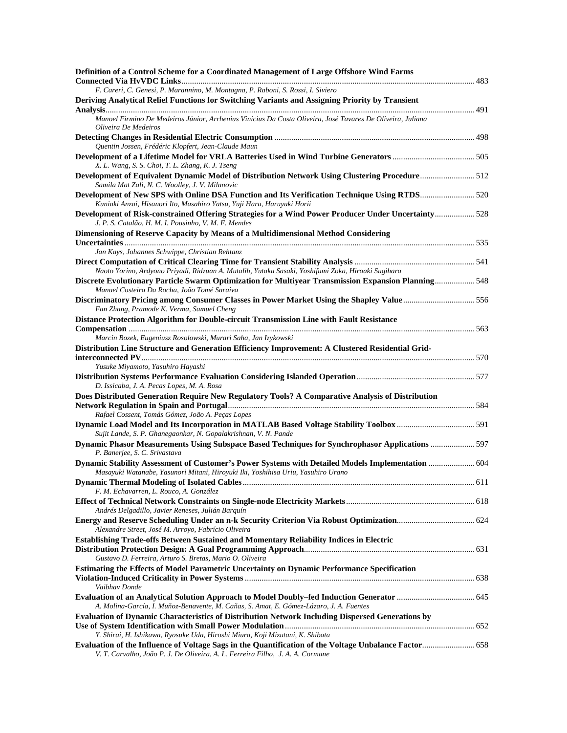**Definition of a Control Scheme for a Coordinated Management of Large Offshore Wind Farms Connected Via HvVDC Links** ........ 483
*F. Careri, C. Genesi, P. Marannino, M. Montagna, P. Raboni, S. Rossi, I. Siviero*

**Deriving Analytical Relief Functions for Switching Variants and Assigning Priority by Transient Analysis** ........ 491
*Manoel Firmino De Medeiros Júnior, Arrhenius Vinicius Da Costa Oliveira, José Tavares De Oliveira, Juliana Oliveira De Medeiros*

**Detecting Changes in Residential Electric Consumption** ........ 498
*Quentin Jossen, Frédéric Klopfert, Jean-Claude Maun*

**Development of a Lifetime Model for VRLA Batteries Used in Wind Turbine Generators** ........ 505
*X. L. Wang, S. S. Choi, T. L. Zhang, K. J. Tseng*

**Development of Equivalent Dynamic Model of Distribution Network Using Clustering Procedure** ........ 512
*Samila Mat Zali, N. C. Woolley, J. V. Milanovic*

**Development of New SPS with Online DSA Function and Its Verification Technique Using RTDS** ........ 520
*Kuniaki Anzai, Hisanori Ito, Masahiro Yatsu, Yuji Hara, Haruyuki Horii*

**Development of Risk-constrained Offering Strategies for a Wind Power Producer Under Uncertainty** ........ 528
*J. P. S. Catalão, H. M. I. Pousinho, V. M. F. Mendes*

**Dimensioning of Reserve Capacity by Means of a Multidimensional Method Considering Uncertainties** ........ 535
*Jan Kays, Johannes Schwippe, Christian Rehtanz*

**Direct Computation of Critical Clearing Time for Transient Stability Analysis** ........ 541
*Naoto Yorino, Ardyono Priyadi, Ridzuan A. Mutalib, Yutaka Sasaki, Yoshifumi Zoka, Hiroaki Sugihara*

**Discrete Evolutionary Particle Swarm Optimization for Multiyear Transmission Expansion Planning** ........ 548
*Manuel Costeira Da Rocha, João Tomé Saraiva*

**Discriminatory Pricing among Consumer Classes in Power Market Using the Shapley Value** ........ 556
*Fan Zhang, Pramode K. Verma, Samuel Cheng*

**Distance Protection Algorithm for Double-circuit Transmission Line with Fault Resistance Compensation** ........ 563
*Marcin Bozek, Eugeniusz Rosolowski, Murari Saha, Jan Izykowski*

**Distribution Line Structure and Generation Efficiency Improvement: A Clustered Residential Grid-interconnected PV** ........ 570
*Yusuke Miyamoto, Yasuhiro Hayashi*

**Distribution Systems Performance Evaluation Considering Islanded Operation** ........ 577
*D. Issicaba, J. A. Pecas Lopes, M. A. Rosa*

**Does Distributed Generation Require New Regulatory Tools? A Comparative Analysis of Distribution Network Regulation in Spain and Portugal** ........ 584
*Rafael Cossent, Tomás Gómez, João A. Peças Lopes*

**Dynamic Load Model and Its Incorporation in MATLAB Based Voltage Stability Toolbox** ........ 591
*Sujit Lande, S. P. Ghanegaonkar, N. Gopalakrishnan, V. N. Pande*

**Dynamic Phasor Measurements Using Subspace Based Techniques for Synchrophasor Applications** ........ 597
*P. Banerjee, S. C. Srivastava*

**Dynamic Stability Assessment of Customer's Power Systems with Detailed Models Implementation** ........ 604
*Masayuki Watanabe, Yasunori Mitani, Hiroyuki Iki, Yoshihisa Uriu, Yasuhiro Urano*

**Dynamic Thermal Modeling of Isolated Cables** ........ 611
*F. M. Echavarren, L. Rouco, A. González*

**Effect of Technical Network Constraints on Single-node Electricity Markets** ........ 618
*Andrés Delgadillo, Javier Reneses, Julián Barquín*

**Energy and Reserve Scheduling Under an n-k Security Criterion Via Robust Optimization** ........ 624
*Alexandre Street, José M. Arroyo, Fabrício Oliveira*

**Establishing Trade-offs Between Sustained and Momentary Reliability Indices in Electric Distribution Protection Design: A Goal Programming Approach** ........ 631
*Gustavo D. Ferreira, Arturo S. Bretas, Mario O. Oliveira*

**Estimating the Effects of Model Parametric Uncertainty on Dynamic Performance Specification Violation-Induced Criticality in Power Systems** ........ 638
*Vaibhav Donde*

**Evaluation of an Analytical Solution Approach to Model Doubly–fed Induction Generator** ........ 645
*A. Molina-García, I. Muñoz-Benavente, M. Cañas, S. Amat, E. Gómez-Lázaro, J. A. Fuentes*

**Evaluation of Dynamic Characteristics of Distribution Network Including Dispersed Generations by Use of System Identification with Small Power Modulation** ........ 652
*Y. Shirai, H. Ishikawa, Ryosuke Uda, Hiroshi Miura, Koji Mizutani, K. Shibata*

**Evaluation of the Influence of Voltage Sags in the Quantification of the Voltage Unbalance Factor** ........ 658
*V. T. Carvalho, João P. J. De Oliveira, A. L. Ferreira Filho, J. A. A. Cormane*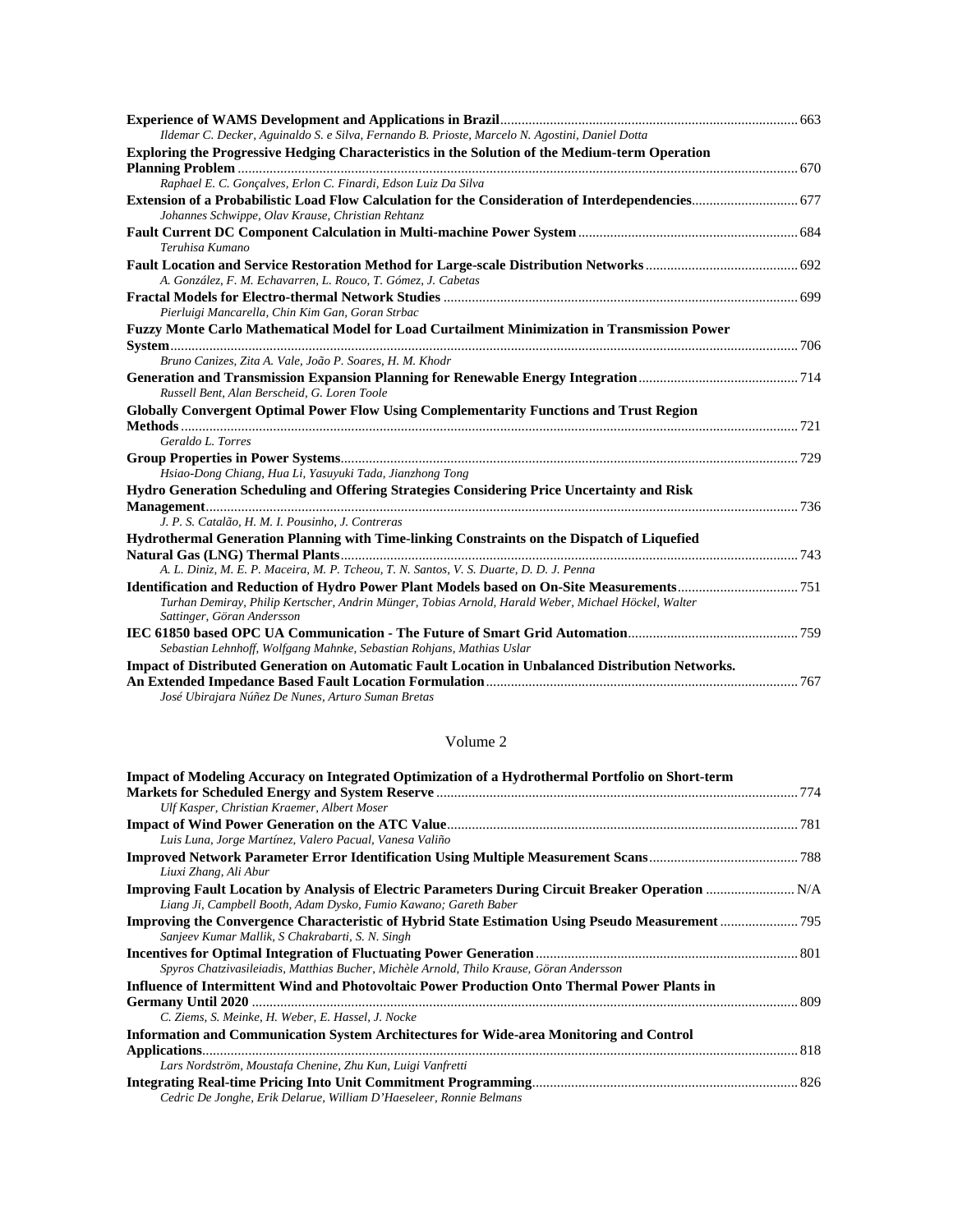**Experience of WAMS Development and Applications in Brazil** ... 663
*Ildemar C. Decker, Aguinaldo S. e Silva, Fernando B. Prioste, Marcelo N. Agostini, Daniel Dotta*

**Exploring the Progressive Hedging Characteristics in the Solution of the Medium-term Operation Planning Problem** ... 670
*Raphael E. C. Gonçalves, Erlon C. Finardi, Edson Luiz Da Silva*

**Extension of a Probabilistic Load Flow Calculation for the Consideration of Interdependencies** ... 677
*Johannes Schwippe, Olav Krause, Christian Rehtanz*

**Fault Current DC Component Calculation in Multi-machine Power System** ... 684
*Teruhisa Kumano*

**Fault Location and Service Restoration Method for Large-scale Distribution Networks** ... 692
*A. González, F. M. Echavarren, L. Rouco, T. Gómez, J. Cabetas*

**Fractal Models for Electro-thermal Network Studies** ... 699
*Pierluigi Mancarella, Chin Kim Gan, Goran Strbac*

**Fuzzy Monte Carlo Mathematical Model for Load Curtailment Minimization in Transmission Power System** ... 706
*Bruno Canizes, Zita A. Vale, João P. Soares, H. M. Khodr*

**Generation and Transmission Expansion Planning for Renewable Energy Integration** ... 714
*Russell Bent, Alan Berscheid, G. Loren Toole*

**Globally Convergent Optimal Power Flow Using Complementarity Functions and Trust Region Methods** ... 721
*Geraldo L. Torres*

**Group Properties in Power Systems** ... 729
*Hsiao-Dong Chiang, Hua Li, Yasuyuki Tada, Jianzhong Tong*

**Hydro Generation Scheduling and Offering Strategies Considering Price Uncertainty and Risk Management** ... 736
*J. P. S. Catalão, H. M. I. Pousinho, J. Contreras*

**Hydrothermal Generation Planning with Time-linking Constraints on the Dispatch of Liquefied Natural Gas (LNG) Thermal Plants** ... 743
*A. L. Diniz, M. E. P. Maceira, M. P. Tcheou, T. N. Santos, V. S. Duarte, D. D. J. Penna*

**Identification and Reduction of Hydro Power Plant Models based on On-Site Measurements** ... 751
*Turhan Demiray, Philip Kertscher, Andrin Münger, Tobias Arnold, Harald Weber, Michael Höckel, Walter Sattinger, Göran Andersson*

**IEC 61850 based OPC UA Communication - The Future of Smart Grid Automation** ... 759
*Sebastian Lehnhoff, Wolfgang Mahnke, Sebastian Rohjans, Mathias Uslar*

**Impact of Distributed Generation on Automatic Fault Location in Unbalanced Distribution Networks. An Extended Impedance Based Fault Location Formulation** ... 767
*José Ubirajara Núñez De Nunes, Arturo Suman Bretas*

## Volume 2

**Impact of Modeling Accuracy on Integrated Optimization of a Hydrothermal Portfolio on Short-term Markets for Scheduled Energy and System Reserve** ... 774
*Ulf Kasper, Christian Kraemer, Albert Moser*

**Impact of Wind Power Generation on the ATC Value** ... 781
*Luis Luna, Jorge Martínez, Valero Pacual, Vanesa Valiño*

**Improved Network Parameter Error Identification Using Multiple Measurement Scans** ... 788
*Liuxi Zhang, Ali Abur*

**Improving Fault Location by Analysis of Electric Parameters During Circuit Breaker Operation** ... N/A
*Liang Ji, Campbell Booth, Adam Dysko, Fumio Kawano; Gareth Baber*

**Improving the Convergence Characteristic of Hybrid State Estimation Using Pseudo Measurement** ... 795
*Sanjeev Kumar Mallik, S Chakrabarti, S. N. Singh*

**Incentives for Optimal Integration of Fluctuating Power Generation** ... 801
*Spyros Chatzivasileiadis, Matthias Bucher, Michèle Arnold, Thilo Krause, Göran Andersson*

**Influence of Intermittent Wind and Photovoltaic Power Production Onto Thermal Power Plants in Germany Until 2020** ... 809
*C. Ziems, S. Meinke, H. Weber, E. Hassel, J. Nocke*

**Information and Communication System Architectures for Wide-area Monitoring and Control Applications** ... 818
*Lars Nordström, Moustafa Chenine, Zhu Kun, Luigi Vanfretti*

**Integrating Real-time Pricing Into Unit Commitment Programming** ... 826
*Cedric De Jonghe, Erik Delarue, William D'Haeseleer, Ronnie Belmans*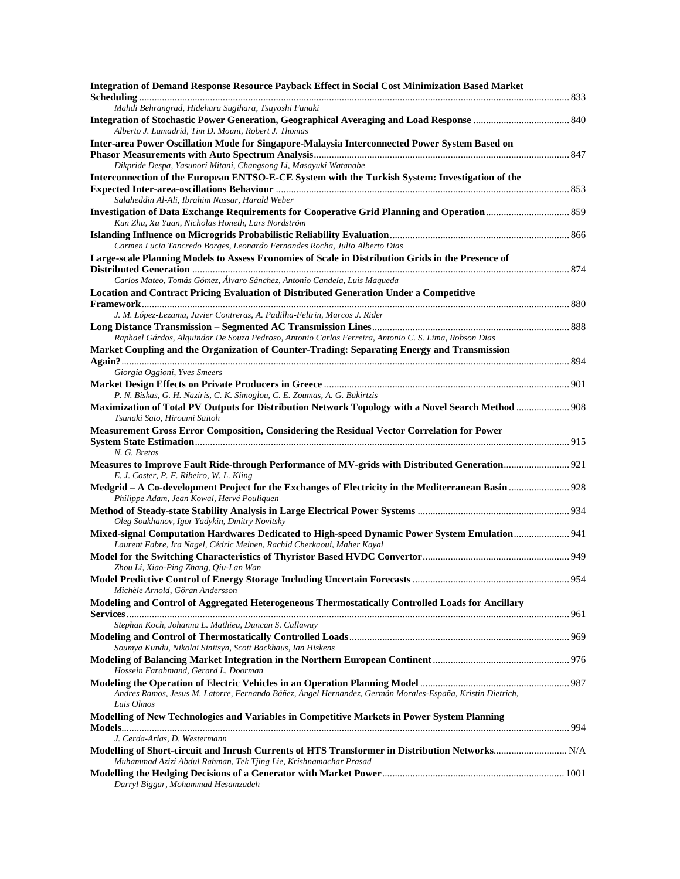**Integration of Demand Response Resource Payback Effect in Social Cost Minimization Based Market Scheduling** ........ 833
*Mahdi Behrangrad, Hideharu Sugihara, Tsuyoshi Funaki*

**Integration of Stochastic Power Generation, Geographical Averaging and Load Response** ........ 840
*Alberto J. Lamadrid, Tim D. Mount, Robert J. Thomas*

**Inter-area Power Oscillation Mode for Singapore-Malaysia Interconnected Power System Based on Phasor Measurements with Auto Spectrum Analysis** ........ 847
*Dikpride Despa, Yasunori Mitani, Changsong Li, Masayuki Watanabe*

**Interconnection of the European ENTSO-E-CE System with the Turkish System: Investigation of the Expected Inter-area-oscillations Behaviour** ........ 853
*Salaheddin Al-Ali, Ibrahim Nassar, Harald Weber*

**Investigation of Data Exchange Requirements for Cooperative Grid Planning and Operation** ........ 859
*Kun Zhu, Xu Yuan, Nicholas Honeth, Lars Nordström*

**Islanding Influence on Microgrids Probabilistic Reliability Evaluation** ........ 866
*Carmen Lucia Tancredo Borges, Leonardo Fernandes Rocha, Julio Alberto Dias*

**Large-scale Planning Models to Assess Economies of Scale in Distribution Grids in the Presence of Distributed Generation** ........ 874
*Carlos Mateo, Tomás Gómez, Álvaro Sánchez, Antonio Candela, Luis Maqueda*

**Location and Contract Pricing Evaluation of Distributed Generation Under a Competitive Framework** ........ 880
*J. M. López-Lezama, Javier Contreras, A. Padilha-Feltrin, Marcos J. Rider*

**Long Distance Transmission – Segmented AC Transmission Lines** ........ 888
*Raphael Gárdos, Alquindar De Souza Pedroso, Antonio Carlos Ferreira, Antonio C. S. Lima, Robson Dias*

**Market Coupling and the Organization of Counter-Trading: Separating Energy and Transmission Again?** ........ 894
*Giorgia Oggioni, Yves Smeers*

**Market Design Effects on Private Producers in Greece** ........ 901
*P. N. Biskas, G. H. Naziris, C. K. Simoglou, C. E. Zoumas, A. G. Bakirtzis*

**Maximization of Total PV Outputs for Distribution Network Topology with a Novel Search Method** ........ 908
*Tsunaki Sato, Hiroumi Saitoh*

**Measurement Gross Error Composition, Considering the Residual Vector Correlation for Power System State Estimation** ........ 915
*N. G. Bretas*

**Measures to Improve Fault Ride-through Performance of MV-grids with Distributed Generation** ........ 921
*E. J. Coster, P. F. Ribeiro, W. L. Kling*

**Medgrid – A Co-development Project for the Exchanges of Electricity in the Mediterranean Basin** ........ 928
*Philippe Adam, Jean Kowal, Hervé Pouliquen*

**Method of Steady-state Stability Analysis in Large Electrical Power Systems** ........ 934
*Oleg Soukhanov, Igor Yadykin, Dmitry Novitsky*

**Mixed-signal Computation Hardwares Dedicated to High-speed Dynamic Power System Emulation** ........ 941
*Laurent Fabre, Ira Nagel, Cédric Meinen, Rachid Cherkaoui, Maher Kayal*

**Model for the Switching Characteristics of Thyristor Based HVDC Convertor** ........ 949
*Zhou Li, Xiao-Ping Zhang, Qiu-Lan Wan*

**Model Predictive Control of Energy Storage Including Uncertain Forecasts** ........ 954
*Michèle Arnold, Göran Andersson*

**Modeling and Control of Aggregated Heterogeneous Thermostatically Controlled Loads for Ancillary Services** ........ 961
*Stephan Koch, Johanna L. Mathieu, Duncan S. Callaway*

**Modeling and Control of Thermostatically Controlled Loads** ........ 969
*Soumya Kundu, Nikolai Sinitsyn, Scott Backhaus, Ian Hiskens*

**Modeling of Balancing Market Integration in the Northern European Continent** ........ 976
*Hossein Farahmand, Gerard L. Doorman*

**Modeling the Operation of Electric Vehicles in an Operation Planning Model** ........ 987
*Andres Ramos, Jesus M. Latorre, Fernando Báñez, Ángel Hernandez, Germán Morales-España, Kristin Dietrich, Luis Olmos*

**Modelling of New Technologies and Variables in Competitive Markets in Power System Planning Models** ........ 994
*J. Cerda-Arias, D. Westermann*

**Modelling of Short-circuit and Inrush Currents of HTS Transformer in Distribution Networks** ........ N/A
*Muhammad Azizi Abdul Rahman, Tek Tjing Lie, Krishnamachar Prasad*

**Modelling the Hedging Decisions of a Generator with Market Power** ........ 1001
*Darryl Biggar, Mohammad Hesamzadeh*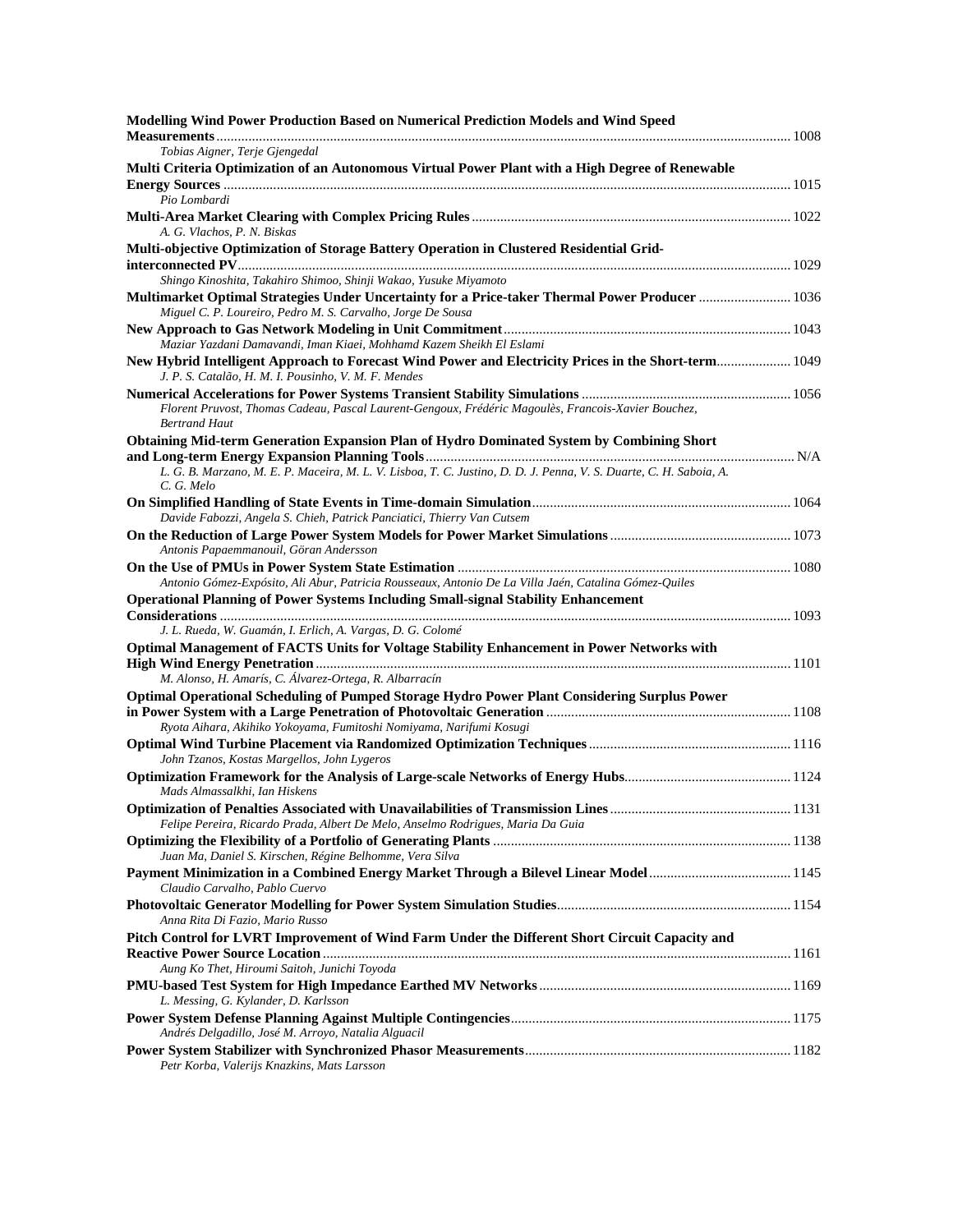**Modelling Wind Power Production Based on Numerical Prediction Models and Wind Speed Measurements** ........ 1008
*Tobias Aigner, Terje Gjengedal*

**Multi Criteria Optimization of an Autonomous Virtual Power Plant with a High Degree of Renewable Energy Sources** ........ 1015
*Pio Lombardi*

**Multi-Area Market Clearing with Complex Pricing Rules** ........ 1022
*A. G. Vlachos, P. N. Biskas*

**Multi-objective Optimization of Storage Battery Operation in Clustered Residential Grid-interconnected PV** ........ 1029
*Shingo Kinoshita, Takahiro Shimoo, Shinji Wakao, Yusuke Miyamoto*

**Multimarket Optimal Strategies Under Uncertainty for a Price-taker Thermal Power Producer** ........ 1036
*Miguel C. P. Loureiro, Pedro M. S. Carvalho, Jorge De Sousa*

**New Approach to Gas Network Modeling in Unit Commitment** ........ 1043
*Maziar Yazdani Damavandi, Iman Kiaei, Mohhamd Kazem Sheikh El Eslami*

**New Hybrid Intelligent Approach to Forecast Wind Power and Electricity Prices in the Short-term** ........ 1049
*J. P. S. Catalão, H. M. I. Pousinho, V. M. F. Mendes*

**Numerical Accelerations for Power Systems Transient Stability Simulations** ........ 1056
*Florent Pruvost, Thomas Cadeau, Pascal Laurent-Gengoux, Frédéric Magoulès, Francois-Xavier Bouchez, Bertrand Haut*

**Obtaining Mid-term Generation Expansion Plan of Hydro Dominated System by Combining Short and Long-term Energy Expansion Planning Tools** ........ N/A
*L. G. B. Marzano, M. E. P. Maceira, M. L. V. Lisboa, T. C. Justino, D. D. J. Penna, V. S. Duarte, C. H. Saboia, A. C. G. Melo*

**On Simplified Handling of State Events in Time-domain Simulation** ........ 1064
*Davide Fabozzi, Angela S. Chieh, Patrick Panciatici, Thierry Van Cutsem*

**On the Reduction of Large Power System Models for Power Market Simulations** ........ 1073
*Antonis Papaemmanouil, Göran Andersson*

**On the Use of PMUs in Power System State Estimation** ........ 1080
*Antonio Gómez-Expósito, Ali Abur, Patricia Rousseaux, Antonio De La Villa Jaén, Catalina Gómez-Quiles*

**Operational Planning of Power Systems Including Small-signal Stability Enhancement Considerations** ........ 1093
*J. L. Rueda, W. Guamán, I. Erlich, A. Vargas, D. G. Colomé*

**Optimal Management of FACTS Units for Voltage Stability Enhancement in Power Networks with High Wind Energy Penetration** ........ 1101
*M. Alonso, H. Amarís, C. Álvarez-Ortega, R. Albarracín*

**Optimal Operational Scheduling of Pumped Storage Hydro Power Plant Considering Surplus Power in Power System with a Large Penetration of Photovoltaic Generation** ........ 1108
*Ryota Aihara, Akihiko Yokoyama, Fumitoshi Nomiyama, Narifumi Kosugi*

**Optimal Wind Turbine Placement via Randomized Optimization Techniques** ........ 1116
*John Tzanos, Kostas Margellos, John Lygeros*

**Optimization Framework for the Analysis of Large-scale Networks of Energy Hubs** ........ 1124
*Mads Almassalkhi, Ian Hiskens*

**Optimization of Penalties Associated with Unavailabilities of Transmission Lines** ........ 1131
*Felipe Pereira, Ricardo Prada, Albert De Melo, Anselmo Rodrigues, Maria Da Guia*

**Optimizing the Flexibility of a Portfolio of Generating Plants** ........ 1138
*Juan Ma, Daniel S. Kirschen, Régine Belhomme, Vera Silva*

**Payment Minimization in a Combined Energy Market Through a Bilevel Linear Model** ........ 1145
*Claudio Carvalho, Pablo Cuervo*

**Photovoltaic Generator Modelling for Power System Simulation Studies** ........ 1154
*Anna Rita Di Fazio, Mario Russo*

**Pitch Control for LVRT Improvement of Wind Farm Under the Different Short Circuit Capacity and Reactive Power Source Location** ........ 1161
*Aung Ko Thet, Hiroumi Saitoh, Junichi Toyoda*

**PMU-based Test System for High Impedance Earthed MV Networks** ........ 1169
*L. Messing, G. Kylander, D. Karlsson*

**Power System Defense Planning Against Multiple Contingencies** ........ 1175
*Andrés Delgadillo, José M. Arroyo, Natalia Alguacil*

**Power System Stabilizer with Synchronized Phasor Measurements** ........ 1182
*Petr Korba, Valerijs Knazkins, Mats Larsson*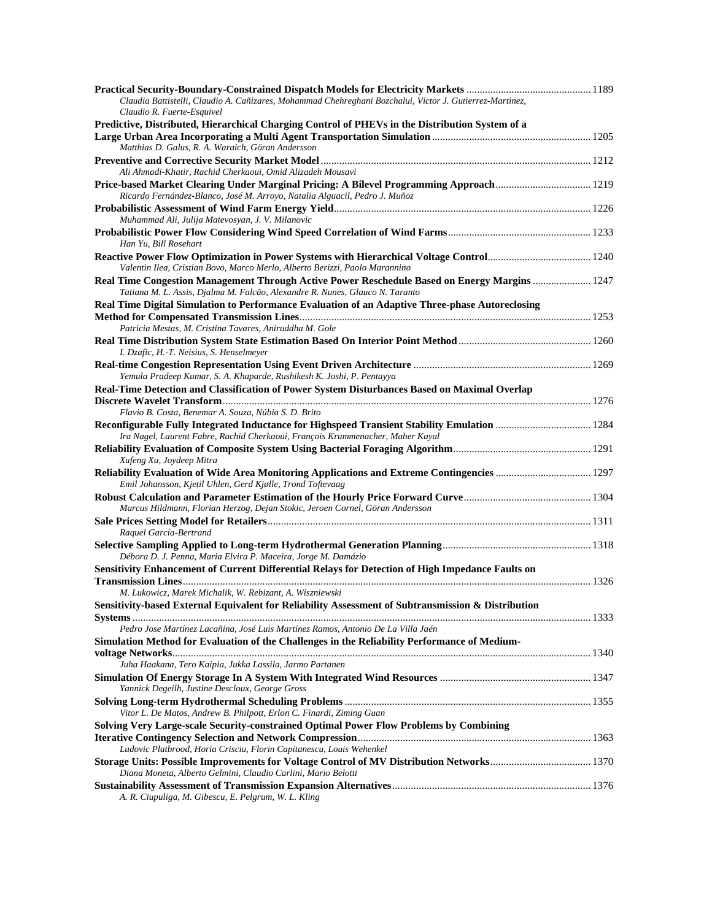**Practical Security-Boundary-Constrained Dispatch Models for Electricity Markets** ............................................... 1189
*Claudia Battistelli, Claudio A. Cañizares, Mohammad Chehreghani Bozchalui, Victor J. Gutierrez-Martinez, Claudio R. Fuerte-Esquivel*

**Predictive, Distributed, Hierarchical Charging Control of PHEVs in the Distribution System of a Large Urban Area Incorporating a Multi Agent Transportation Simulation** ............................................................ 1205
*Matthias D. Galus, R. A. Waraich, Göran Andersson*

**Preventive and Corrective Security Market Model** ..................................................................................................... 1212
*Ali Ahmadi-Khatir, Rachid Cherkaoui, Omid Alizadeh Mousavi*

**Price-based Market Clearing Under Marginal Pricing: A Bilevel Programming Approach** ................................... 1219
*Ricardo Fernández-Blanco, José M. Arroyo, Natalia Alguacil, Pedro J. Muñoz*

**Probabilistic Assessment of Wind Farm Energy Yield** ................................................................................................ 1226
*Muhammad Ali, Julija Matevosyan, J. V. Milanovic*

**Probabilistic Power Flow Considering Wind Speed Correlation of Wind Farms** ..................................................... 1233
*Han Yu, Bill Rosehart*

**Reactive Power Flow Optimization in Power Systems with Hierarchical Voltage Control** ...................................... 1240
*Valentin Ilea, Cristian Bovo, Marco Merlo, Alberto Berizzi, Paolo Marannino*

**Real Time Congestion Management Through Active Power Reschedule Based on Energy Margins** ...................... 1247
*Tatiana M. L. Assis, Djalma M. Falcão, Alexandre R. Nunes, Glauco N. Taranto*

**Real Time Digital Simulation to Performance Evaluation of an Adaptive Three-phase Autoreclosing Method for Compensated Transmission Lines** ............................................................................................................. 1253
*Patricia Mestas, M. Cristina Tavares, Aniruddha M. Gole*

**Real Time Distribution System State Estimation Based On Interior Point Method** ................................................. 1260
*I. Dzafic, H.-T. Neisius, S. Henselmeyer*

**Real-time Congestion Representation Using Event Driven Architecture** .................................................................. 1269
*Yemula Pradeep Kumar, S. A. Khaparde, Rushikesh K. Joshi, P. Pentayya*

**Real-Time Detection and Classification of Power System Disturbances Based on Maximal Overlap Discrete Wavelet Transform** .......................................................................................................................................... 1276
*Flavio B. Costa, Benemar A. Souza, Núbia S. D. Brito*

**Reconfigurable Fully Integrated Inductance for Highspeed Transient Stability Emulation** ................................... 1284
*Ira Nagel, Laurent Fabre, Rachid Cherkaoui, François Krummenacher, Maher Kayal*

**Reliability Evaluation of Composite System Using Bacterial Foraging Algorithm** ................................................... 1291
*Xufeng Xu, Joydeep Mitra*

**Reliability Evaluation of Wide Area Monitoring Applications and Extreme Contingencies** ................................... 1297
*Emil Johansson, Kjetil Uhlen, Gerd Kjølle, Trond Toftevaag*

**Robust Calculation and Parameter Estimation of the Hourly Price Forward Curve** ............................................... 1304
*Marcus Hildmann, Florian Herzog, Dejan Stokic, Jeroen Cornel, Göran Andersson*

**Sale Prices Setting Model for Retailers** ......................................................................................................................... 1311
*Raquel García-Bertrand*

**Selective Sampling Applied to Long-term Hydrothermal Generation Planning** ....................................................... 1318
*Débora D. J. Penna, Maria Elvira P. Maceira, Jorge M. Damázio*

**Sensitivity Enhancement of Current Differential Relays for Detection of High Impedance Faults on Transmission Lines** ......................................................................................................................................................... 1326
*M. Lukowicz, Marek Michalik, W. Rebizant, A. Wiszniewski*

**Sensitivity-based External Equivalent for Reliability Assessment of Subtransmission & Distribution Systems** ............................................................................................................................................................................ 1333
*Pedro Jose Martínez Lacañina, José Luis Martínez Ramos, Antonio De La Villa Jaén*

**Simulation Method for Evaluation of the Challenges in the Reliability Performance of Medium-voltage Networks** ............................................................................................................................................................ 1340
*Juha Haakana, Tero Kaipia, Jukka Lassila, Jarmo Partanen*

**Simulation Of Energy Storage In A System With Integrated Wind Resources** ........................................................ 1347
*Yannick Degeilh, Justine Descloux, George Gross*

**Solving Long-term Hydrothermal Scheduling Problems** ............................................................................................ 1355
*Vitor L. De Matos, Andrew B. Philpott, Erlon C. Finardi, Ziming Guan*

**Solving Very Large-scale Security-constrained Optimal Power Flow Problems by Combining Iterative Contingency Selection and Network Compression** ....................................................................................... 1363
*Ludovic Platbrood, Horia Crisciu, Florin Capitanescu, Louis Wehenkel*

**Storage Units: Possible Improvements for Voltage Control of MV Distribution Networks** ...................................... 1370
*Diana Moneta, Alberto Gelmini, Claudio Carlini, Mario Belotti*

**Sustainability Assessment of Transmission Expansion Alternatives** .......................................................................... 1376
*A. R. Ciupuliga, M. Gibescu, E. Pelgrum, W. L. Kling*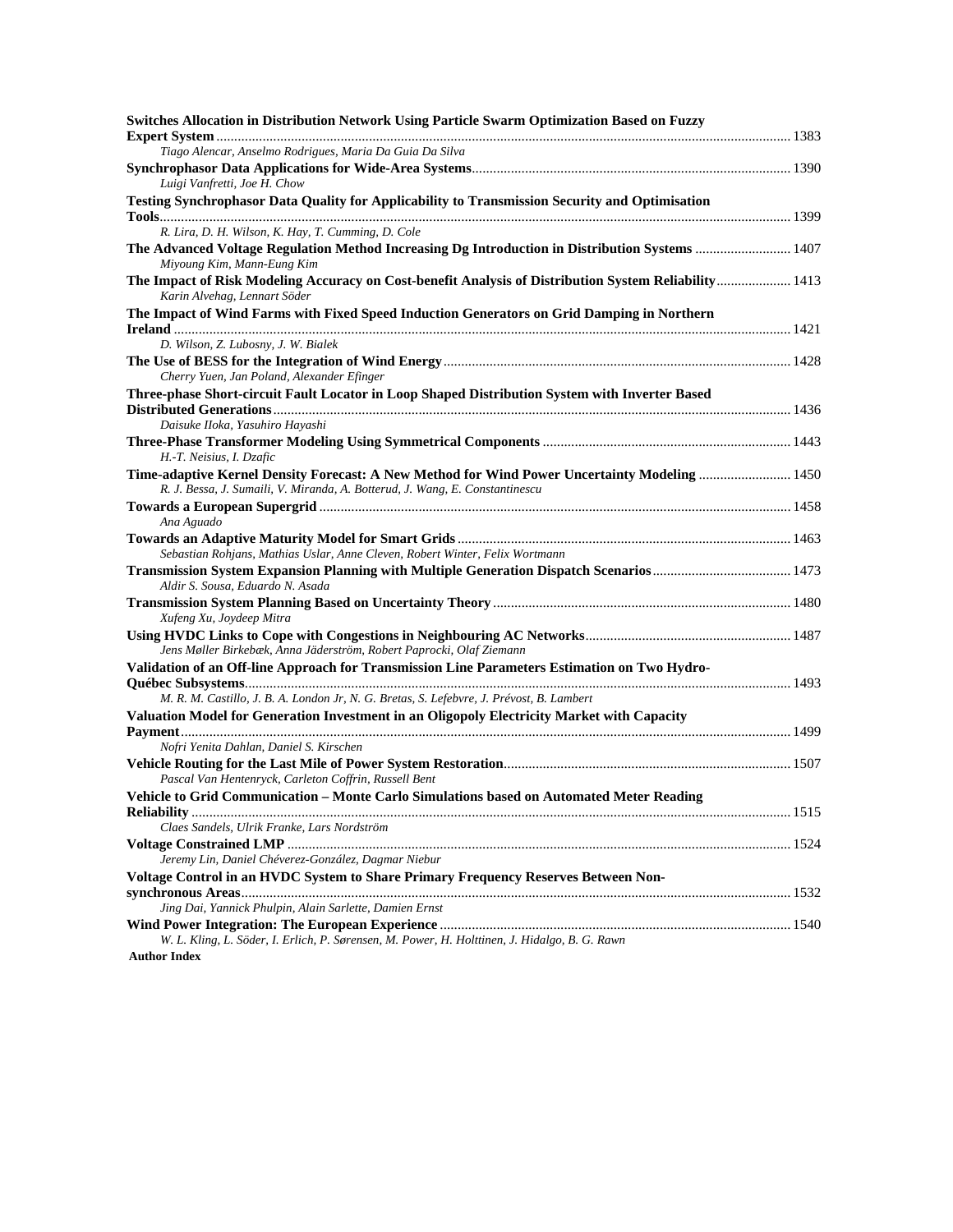**Switches Allocation in Distribution Network Using Particle Swarm Optimization Based on Fuzzy Expert System** ........ 1383
*Tiago Alencar, Anselmo Rodrigues, Maria Da Guia Da Silva*

**Synchrophasor Data Applications for Wide-Area Systems** ........ 1390
*Luigi Vanfretti, Joe H. Chow*

**Testing Synchrophasor Data Quality for Applicability to Transmission Security and Optimisation Tools** ........ 1399
*R. Lira, D. H. Wilson, K. Hay, T. Cumming, D. Cole*

**The Advanced Voltage Regulation Method Increasing Dg Introduction in Distribution Systems** ........ 1407
*Miyoung Kim, Mann-Eung Kim*

**The Impact of Risk Modeling Accuracy on Cost-benefit Analysis of Distribution System Reliability** ........ 1413
*Karin Alvehag, Lennart Söder*

**The Impact of Wind Farms with Fixed Speed Induction Generators on Grid Damping in Northern Ireland** ........ 1421
*D. Wilson, Z. Lubosny, J. W. Bialek*

**The Use of BESS for the Integration of Wind Energy** ........ 1428
*Cherry Yuen, Jan Poland, Alexander Efinger*

**Three-phase Short-circuit Fault Locator in Loop Shaped Distribution System with Inverter Based Distributed Generations** ........ 1436
*Daisuke IIoka, Yasuhiro Hayashi*

**Three-Phase Transformer Modeling Using Symmetrical Components** ........ 1443
*H.-T. Neisius, I. Dzafic*

**Time-adaptive Kernel Density Forecast: A New Method for Wind Power Uncertainty Modeling** ........ 1450
*R. J. Bessa, J. Sumaili, V. Miranda, A. Botterud, J. Wang, E. Constantinescu*

**Towards a European Supergrid** ........ 1458
*Ana Aguado*

**Towards an Adaptive Maturity Model for Smart Grids** ........ 1463
*Sebastian Rohjans, Mathias Uslar, Anne Cleven, Robert Winter, Felix Wortmann*

**Transmission System Expansion Planning with Multiple Generation Dispatch Scenarios** ........ 1473
*Aldir S. Sousa, Eduardo N. Asada*

**Transmission System Planning Based on Uncertainty Theory** ........ 1480
*Xufeng Xu, Joydeep Mitra*

**Using HVDC Links to Cope with Congestions in Neighbouring AC Networks** ........ 1487
*Jens Møller Birkebæk, Anna Jäderström, Robert Paprocki, Olaf Ziemann*

**Validation of an Off-line Approach for Transmission Line Parameters Estimation on Two Hydro-Québec Subsystems** ........ 1493
*M. R. M. Castillo, J. B. A. London Jr, N. G. Bretas, S. Lefebvre, J. Prévost, B. Lambert*

**Valuation Model for Generation Investment in an Oligopoly Electricity Market with Capacity Payment** ........ 1499
*Nofri Yenita Dahlan, Daniel S. Kirschen*

**Vehicle Routing for the Last Mile of Power System Restoration** ........ 1507
*Pascal Van Hentenryck, Carleton Coffrin, Russell Bent*

**Vehicle to Grid Communication – Monte Carlo Simulations based on Automated Meter Reading Reliability** ........ 1515
*Claes Sandels, Ulrik Franke, Lars Nordström*

**Voltage Constrained LMP** ........ 1524
*Jeremy Lin, Daniel Chéverez-González, Dagmar Niebur*

**Voltage Control in an HVDC System to Share Primary Frequency Reserves Between Non-synchronous Areas** ........ 1532
*Jing Dai, Yannick Phulpin, Alain Sarlette, Damien Ernst*

**Wind Power Integration: The European Experience** ........ 1540
*W. L. Kling, L. Söder, I. Erlich, P. Sørensen, M. Power, H. Holttinen, J. Hidalgo, B. G. Rawn*

**Author Index**